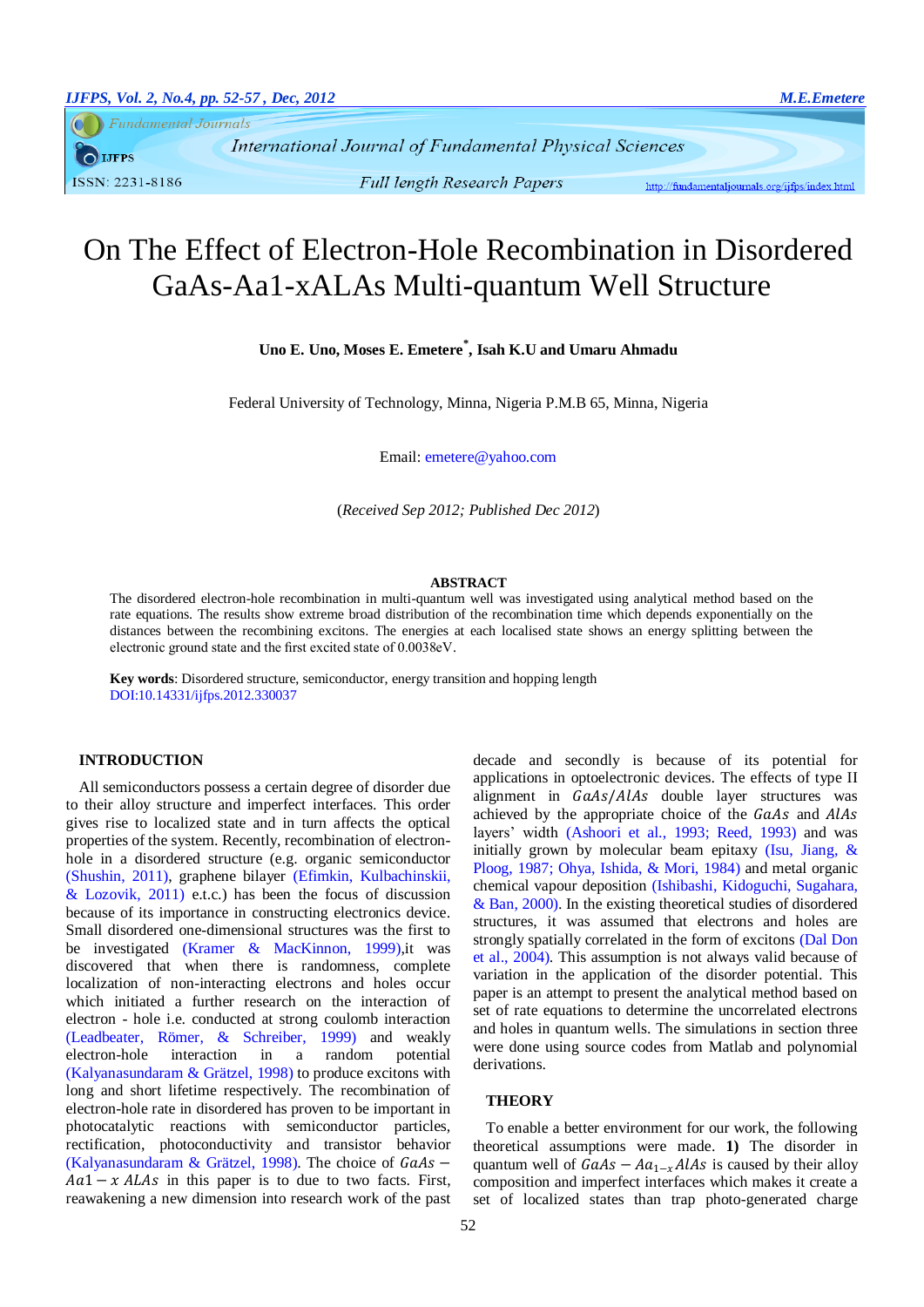# On The Effect of Electron-Hole Recombination in Disordered GaAs-Aa1-xALAs Multi-quantum Well Structure

**Uno E. Uno, Moses E. Emetere*, Isah K.U and Umaru Ahmadu**

Federal University of Technology, Minna, Nigeria P.M.B 65, Minna, Nigeria

Email: emetere@yahoo.com

(*Received Sep 2012; Published Dec 2012*)

## ABSTRACT

The disordered electron-hole recombination in multi-quantum well was investigated using analytical method based on the rate equations. The results show extreme broad distribution of the recombination time which depends exponentially on the distances between the recombining excitons. The energies at each localised state shows an energy splitting between the electronic ground state and the first excited state of 0.0038eV.

**Key words**: Disordered structure, semiconductor, energy transition and hopping length

DOI:10.14331/ijfps.2012.330037

## INTRODUCTION

All semiconductors possess a certain degree of disorder due to their alloy structure and imperfect interfaces. This order gives rise to localized state and in turn affects the optical properties of the system. Recently, recombination of electron-hole in a disordered structure (e.g. organic semiconductor (Shushin, 2011), graphene bilayer (Efimkin, Kulbachinskii, & Lozovik, 2011) e.t.c.) has been the focus of discussion because of its importance in constructing electronics device. Small disordered one-dimensional structures was the first to be investigated (Kramer & MacKinnon, 1999),it was discovered that when there is randomness, complete localization of non-interacting electrons and holes occur which initiated a further research on the interaction of electron - hole i.e. conducted at strong coulomb interaction (Leadbeater, Römer, & Schreiber, 1999) and weakly electron-hole interaction in a random potential (Kalyanasundaram & Grätzel, 1998) to produce excitons with long and short lifetime respectively. The recombination of electron-hole rate in disordered has proven to be important in photocatalytic reactions with semiconductor particles, rectification, photoconductivity and transistor behavior (Kalyanasundaram & Grätzel, 1998). The choice of $GaAs - Aa1 - x\ ALAs$ in this paper is to due to two facts. First, reawakening a new dimension into research work of the past decade and secondly is because of its potential for applications in optoelectronic devices. The effects of type II alignment in $GaAs/AlAs$ double layer structures was achieved by the appropriate choice of the $GaAs$ and $AlAs$ layers' width (Ashoori et al., 1993; Reed, 1993) and was initially grown by molecular beam epitaxy (Isu, Jiang, & Ploog, 1987; Ohya, Ishida, & Mori, 1984) and metal organic chemical vapour deposition (Ishibashi, Kidoguchi, Sugahara, & Ban, 2000). In the existing theoretical studies of disordered structures, it was assumed that electrons and holes are strongly spatially correlated in the form of excitons (Dal Don et al., 2004). This assumption is not always valid because of variation in the application of the disorder potential. This paper is an attempt to present the analytical method based on set of rate equations to determine the uncorrelated electrons and holes in quantum wells. The simulations in section three were done using source codes from Matlab and polynomial derivations.

## THEORY

To enable a better environment for our work, the following theoretical assumptions were made. **1)** The disorder in quantum well of $GaAs - Aa_{1-x}AlAs$ is caused by their alloy composition and imperfect interfaces which makes it create a set of localized states than trap photo-generated charge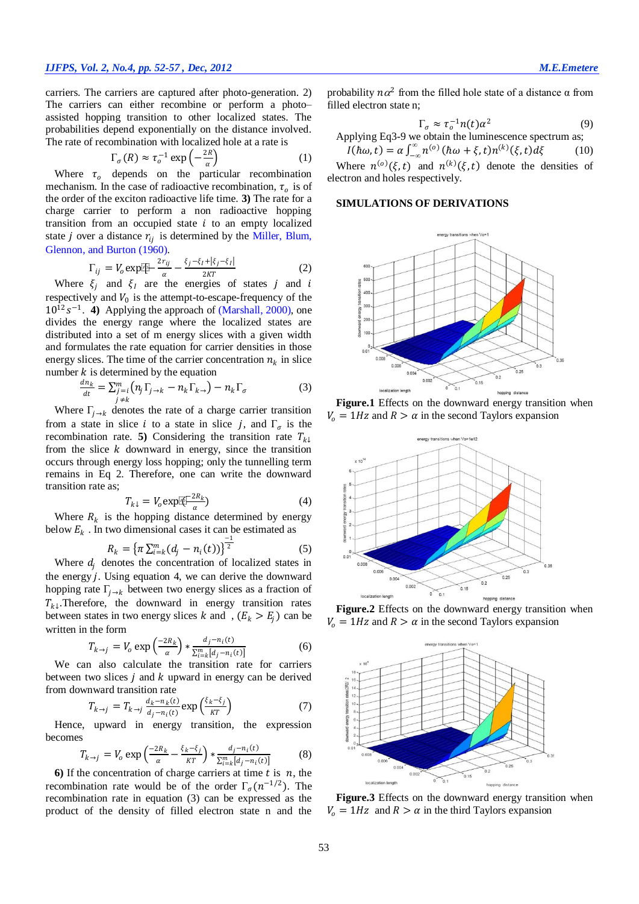carriers. The carriers are captured after photo-generation. 2) The carriers can either recombine or perform a photo–assisted hopping transition to other localized states. The probabilities depend exponentially on the distance involved. The rate of recombination with localized hole at a rate is

$$\Gamma_\sigma(R) \approx \tau_o^{-1} \exp\left(-\frac{2R}{\alpha}\right) \tag{1}$$

Where $\tau_o$ depends on the particular recombination mechanism. In the case of radioactive recombination, $\tau_o$ is of the order of the exciton radioactive life time. **3)** The rate for a charge carrier to perform a non radioactive hopping transition from an occupied state $i$ to an empty localized state $j$ over a distance $r_{ij}$ is determined by the Miller, Blum, Glennon, and Burton (1960).

$$\Gamma_{ij} = V_o \exp\left(-\frac{2r_{ij}}{\alpha} - \frac{\xi_j - \xi_I + |\xi_j - \xi_I|}{2KT}\right) \tag{2}$$

Where $\xi_j$ and $\xi_I$ are the energies of states $j$ and $i$ respectively and $V_0$ is the attempt-to-escape-frequency of the $10^{12}s^{-1}$. **4)** Applying the approach of (Marshall, 2000), one divides the energy range where the localized states are distributed into a set of m energy slices with a given width and formulates the rate equation for carrier densities in those energy slices. The time of the carrier concentration $n_k$ in slice number $k$ is determined by the equation

$$\frac{dn_k}{dt} = \sum_{\substack{j=i \\ j\neq k}}^{m}\left(n_j \Gamma_{j\to k} - n_k \Gamma_{k\to}\right) - n_k \Gamma_\sigma \tag{3}$$

Where $\Gamma_{j\to k}$ denotes the rate of a charge carrier transition from a state in slice $i$ to a state in slice $j$, and $\Gamma_\sigma$ is the recombination rate. **5)** Considering the transition rate $T_{k\downarrow}$ from the slice $k$ downward in energy, since the transition occurs through energy loss hopping; only the tunnelling term remains in Eq 2. Therefore, one can write the downward transition rate as;

$$T_{k\downarrow} = V_o \exp\left(-\frac{2R_k}{\alpha}\right) \tag{4}$$

Where $R_k$ is the hopping distance determined by energy below $E_k$ . In two dimensional cases it can be estimated as

$$R_k = \left\{\pi \sum_{i=k}^{m}(d_j - n_i(t))\right\}^{\frac{-1}{2}} \tag{5}$$

Where $d_j$ denotes the concentration of localized states in the energy $j$. Using equation 4, we can derive the downward hopping rate $\Gamma_{j\to k}$ between two energy slices as a fraction of $T_{k\downarrow}$.Therefore, the downward in energy transition rates between states in two energy slices $k$ and , $(E_k > E_j)$ can be written in the form

$$T_{k\to j} = V_o \exp\left(\frac{-2R_k}{\alpha}\right) * \frac{d_j - n_i(t)}{\sum_{i=k}^{m}[d_j - n_i(t)]} \tag{6}$$

We can also calculate the transition rate for carriers between two slices $j$ and $k$ upward in energy can be derived from downward transition rate

$$T_{k\to j} = T_{k\to j} \frac{d_k - n_k(t)}{d_j - n_i(t)} \exp\left(\frac{\xi_k - \xi_j}{KT}\right) \tag{7}$$

Hence, upward in energy transition, the expression becomes

$$T_{k\to j} = V_o \exp\left(\frac{-2R_k}{\alpha} - \frac{\xi_k - \xi_j}{KT}\right) * \frac{d_j - n_i(t)}{\sum_{i=k}^{m}[d_j - n_i(t)]} \tag{8}$$

**6)** If the concentration of charge carriers at time $t$ is $n$, the recombination rate would be of the order $\Gamma_\sigma(n^{-1/2})$. The recombination rate in equation (3) can be expressed as the product of the density of filled electron state n and the probability $n\alpha^2$ from the filled hole state of a distance α from filled electron state n;

$$\Gamma_\sigma \approx \tau_o^{-1} n(t)\alpha^2 \tag{9}$$

Applying Eq3-9 we obtain the luminescence spectrum as;

$$I(\hbar\omega, t) = \alpha \int_{-\infty}^{\infty} n^{(o)}(\hbar\omega + \xi, t) n^{(k)}(\xi, t) d\xi \tag{10}$$

Where $n^{(o)}(\xi, t)$ and $n^{(k)}(\xi, t)$ denote the densities of electron and holes respectively.

## SIMULATIONS OF DERIVATIONS

**Figure.1** Effects on the downward energy transition when $V_o = 1Hz$ and $R > \alpha$ in the second Taylors expansion

**Figure.2** Effects on the downward energy transition when $V_o = 1Hz$ and $R > \alpha$ in the second Taylors expansion

**Figure.3** Effects on the downward energy transition when $V_o = 1Hz$ and $R > \alpha$ in the third Taylors expansion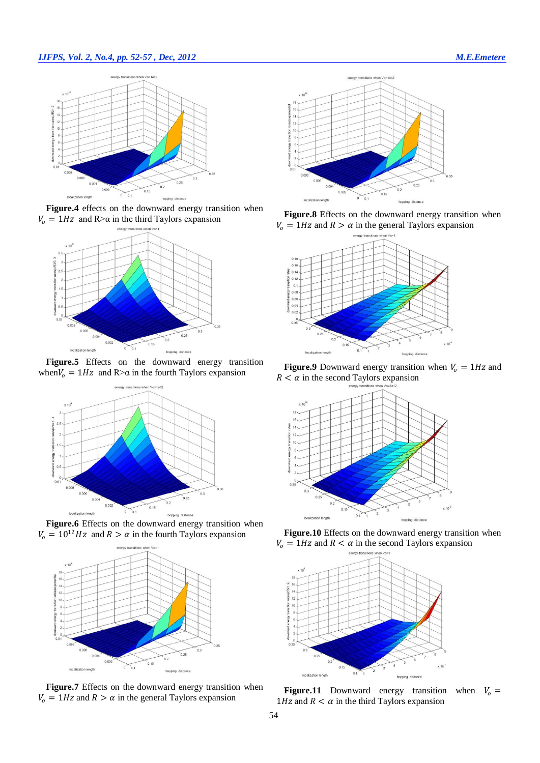**Figure.4** effects on the downward energy transition when $V_o = 1Hz$ and R>α in the third Taylors expansion

**Figure.5** Effects on the downward energy transition when$V_o = 1Hz$ and R>α in the fourth Taylors expansion

**Figure.6** Effects on the downward energy transition when $V_o = 10^{12}Hz$ and $R > \alpha$ in the fourth Taylors expansion

**Figure.7** Effects on the downward energy transition when $V_o = 1Hz$ and $R > \alpha$ in the general Taylors expansion

**Figure.8** Effects on the downward energy transition when $V_o = 1Hz$ and $R > \alpha$ in the general Taylors expansion

**Figure.9** Downward energy transition when $V_o = 1Hz$ and $R < \alpha$ in the second Taylors expansion

**Figure.10** Effects on the downward energy transition when $V_o = 1Hz$ and $R < \alpha$ in the second Taylors expansion

**Figure.11** Downward energy transition when $V_o = 1Hz$ and $R < \alpha$ in the third Taylors expansion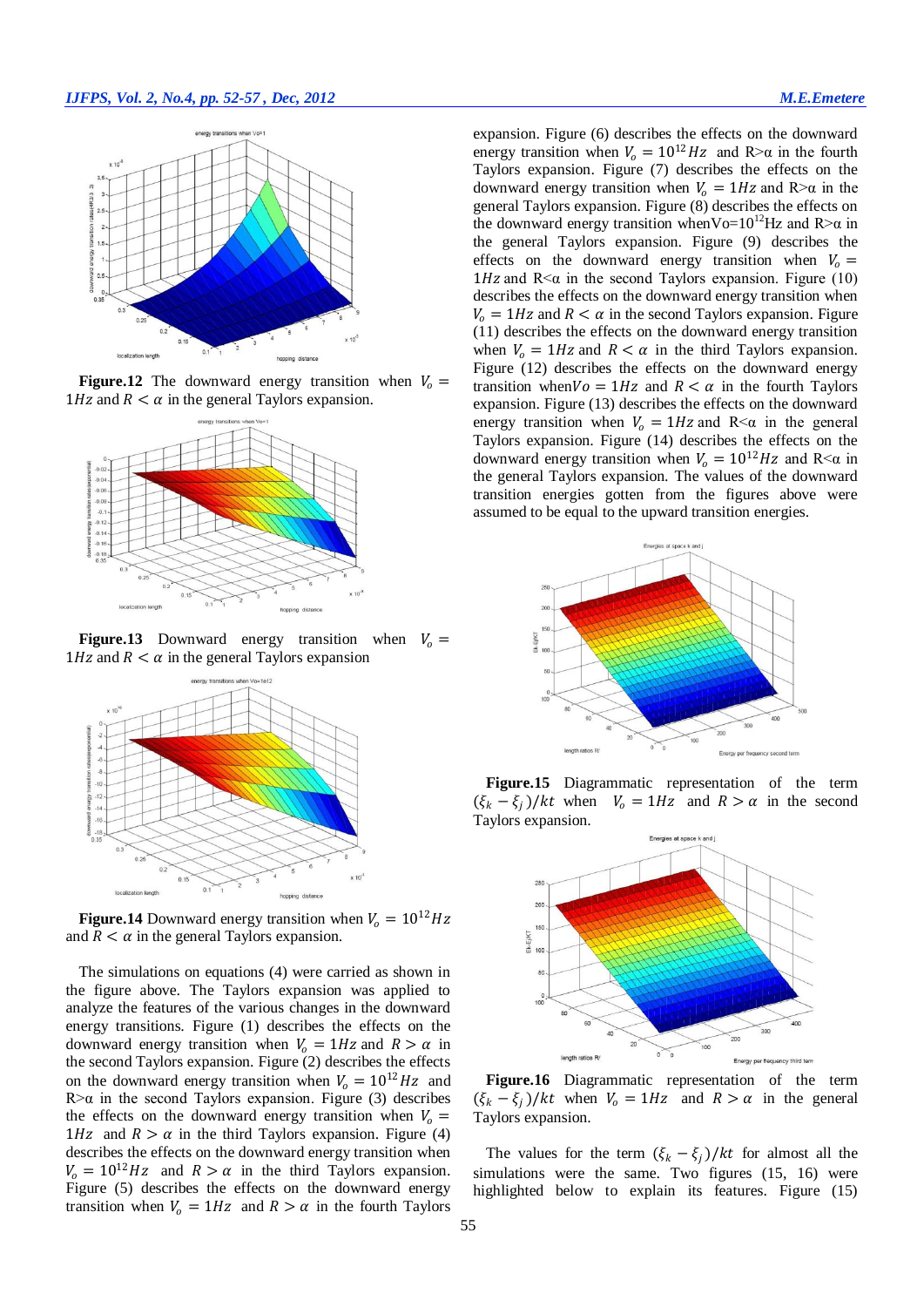**Figure.12** The downward energy transition when $V_o = 1Hz$ and $R < \alpha$ in the general Taylors expansion.

**Figure.13** Downward energy transition when $V_o = 1Hz$ and $R < \alpha$ in the general Taylors expansion

**Figure.14** Downward energy transition when $V_o = 10^{12}Hz$ and $R < \alpha$ in the general Taylors expansion.

The simulations on equations (4) were carried as shown in the figure above. The Taylors expansion was applied to analyze the features of the various changes in the downward energy transitions. Figure (1) describes the effects on the downward energy transition when $V_o = 1Hz$ and $R > \alpha$ in the second Taylors expansion. Figure (2) describes the effects on the downward energy transition when $V_o = 10^{12}Hz$ and R>α in the second Taylors expansion. Figure (3) describes the effects on the downward energy transition when $V_o = 1Hz$ and $R > \alpha$ in the third Taylors expansion. Figure (4) describes the effects on the downward energy transition when $V_o = 10^{12}Hz$ and $R > \alpha$ in the third Taylors expansion. Figure (5) describes the effects on the downward energy transition when $V_o = 1Hz$ and $R > \alpha$ in the fourth Taylors expansion. Figure (6) describes the effects on the downward energy transition when $V_o = 10^{12}Hz$ and R>α in the fourth Taylors expansion. Figure (7) describes the effects on the downward energy transition when $V_o = 1Hz$ and R>α in the general Taylors expansion. Figure (8) describes the effects on the downward energy transition whenVo=$10^{12}$Hz and R>α in the general Taylors expansion. Figure (9) describes the effects on the downward energy transition when $V_o = 1Hz$ and R<α in the second Taylors expansion. Figure (10) describes the effects on the downward energy transition when $V_o = 1Hz$ and $R < \alpha$ in the second Taylors expansion. Figure (11) describes the effects on the downward energy transition when $V_o = 1Hz$ and $R < \alpha$ in the third Taylors expansion. Figure (12) describes the effects on the downward energy transition when$Vo = 1Hz$ and $R < \alpha$ in the fourth Taylors expansion. Figure (13) describes the effects on the downward energy transition when $V_o = 1Hz$ and R<α in the general Taylors expansion. Figure (14) describes the effects on the downward energy transition when $V_o = 10^{12}Hz$ and R<α in the general Taylors expansion. The values of the downward transition energies gotten from the figures above were assumed to be equal to the upward transition energies.

**Figure.15** Diagrammatic representation of the term $(\xi_k - \xi_j)/kt$ when $V_o = 1Hz$ and $R > \alpha$ in the second Taylors expansion.

**Figure.16** Diagrammatic representation of the term $(\xi_k - \xi_j)/kt$ when $V_o = 1Hz$ and $R > \alpha$ in the general Taylors expansion.

The values for the term $(\xi_k - \xi_j)/kt$ for almost all the simulations were the same. Two figures (15, 16) were highlighted below to explain its features. Figure (15)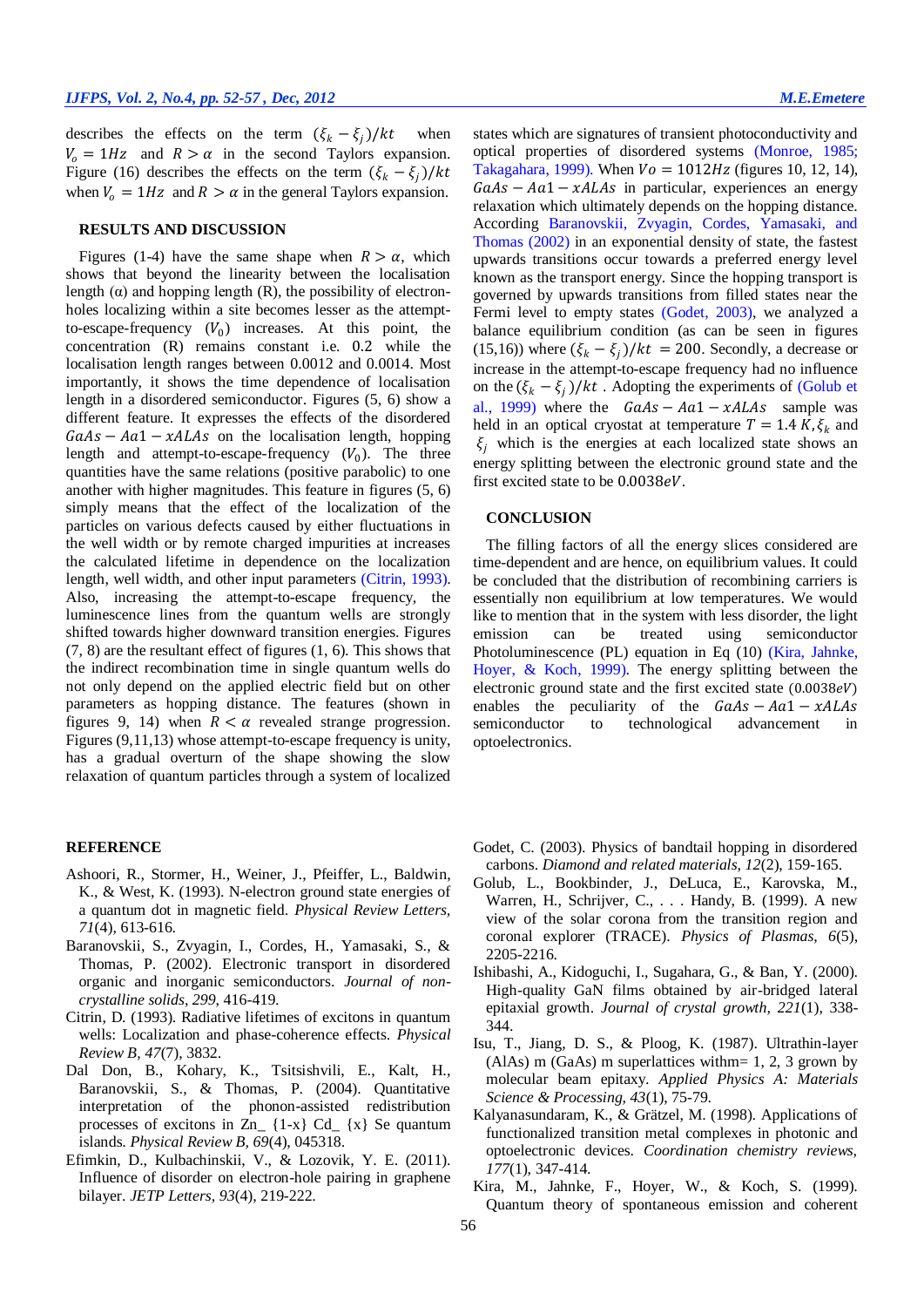describes the effects on the term $(\xi_k - \xi_j)/kt$ when $V_o = 1Hz$ and $R > \alpha$ in the second Taylors expansion. Figure (16) describes the effects on the term $(\xi_k - \xi_j)/kt$ when $V_o = 1Hz$ and $R > \alpha$ in the general Taylors expansion.

## RESULTS AND DISCUSSION

Figures (1-4) have the same shape when $R > \alpha$, which shows that beyond the linearity between the localisation length (α) and hopping length (R), the possibility of electron-holes localizing within a site becomes lesser as the attempt-to-escape-frequency ($V_0$) increases. At this point, the concentration (R) remains constant i.e. 0.2 while the localisation length ranges between 0.0012 and 0.0014. Most importantly, it shows the time dependence of localisation length in a disordered semiconductor. Figures (5, 6) show a different feature. It expresses the effects of the disordered $GaAs - Aa1 - xALAs$ on the localisation length, hopping length and attempt-to-escape-frequency ($V_0$). The three quantities have the same relations (positive parabolic) to one another with higher magnitudes. This feature in figures (5, 6) simply means that the effect of the localization of the particles on various defects caused by either fluctuations in the well width or by remote charged impurities at increases the calculated lifetime in dependence on the localization length, well width, and other input parameters (Citrin, 1993). Also, increasing the attempt-to-escape frequency, the luminescence lines from the quantum wells are strongly shifted towards higher downward transition energies. Figures (7, 8) are the resultant effect of figures (1, 6). This shows that the indirect recombination time in single quantum wells do not only depend on the applied electric field but on other parameters as hopping distance. The features (shown in figures 9, 14) when $R < \alpha$ revealed strange progression. Figures (9,11,13) whose attempt-to-escape frequency is unity, has a gradual overturn of the shape showing the slow relaxation of quantum particles through a system of localized states which are signatures of transient photoconductivity and optical properties of disordered systems (Monroe, 1985; Takagahara, 1999). When $Vo = 1012Hz$ (figures 10, 12, 14), $GaAs - Aa1 - xALAs$ in particular, experiences an energy relaxation which ultimately depends on the hopping distance. According Baranovskii, Zvyagin, Cordes, Yamasaki, and Thomas (2002) in an exponential density of state, the fastest upwards transitions occur towards a preferred energy level known as the transport energy. Since the hopping transport is governed by upwards transitions from filled states near the Fermi level to empty states (Godet, 2003), we analyzed a balance equilibrium condition (as can be seen in figures (15,16)) where $(\xi_k - \xi_j)/kt = 200$. Secondly, a decrease or increase in the attempt-to-escape frequency had no influence on the $(\xi_k - \xi_j)/kt$ . Adopting the experiments of (Golub et al., 1999) where the $GaAs - Aa1 - xALAs$ sample was held in an optical cryostat at temperature $T = 1.4\ K, \xi_k$ and $\xi_j$ which is the energies at each localized state shows an energy splitting between the electronic ground state and the first excited state to be $0.0038eV$.

## CONCLUSION

The filling factors of all the energy slices considered are time-dependent and are hence, on equilibrium values. It could be concluded that the distribution of recombining carriers is essentially non equilibrium at low temperatures. We would like to mention that in the system with less disorder, the light emission can be treated using semiconductor Photoluminescence (PL) equation in Eq (10) (Kira, Jahnke, Hoyer, & Koch, 1999). The energy splitting between the electronic ground state and the first excited state ($0.0038eV$) enables the peculiarity of the $GaAs - Aa1 - xALAs$ semiconductor to technological advancement in optoelectronics.

## REFERENCE

Ashoori, R., Stormer, H., Weiner, J., Pfeiffer, L., Baldwin, K., & West, K. (1993). N-electron ground state energies of a quantum dot in magnetic field. *Physical Review Letters, 71*(4), 613-616.

Baranovskii, S., Zvyagin, I., Cordes, H., Yamasaki, S., & Thomas, P. (2002). Electronic transport in disordered organic and inorganic semiconductors. *Journal of non-crystalline solids, 299*, 416-419.

Citrin, D. (1993). Radiative lifetimes of excitons in quantum wells: Localization and phase-coherence effects. *Physical Review B, 47*(7), 3832.

Dal Don, B., Kohary, K., Tsitsishvili, E., Kalt, H., Baranovskii, S., & Thomas, P. (2004). Quantitative interpretation of the phonon-assisted redistribution processes of excitons in Zn_ {1-x} Cd_ {x} Se quantum islands. *Physical Review B, 69*(4), 045318.

Efimkin, D., Kulbachinskii, V., & Lozovik, Y. E. (2011). Influence of disorder on electron-hole pairing in graphene bilayer. *JETP Letters, 93*(4), 219-222.

Godet, C. (2003). Physics of bandtail hopping in disordered carbons. *Diamond and related materials, 12*(2), 159-165.

Golub, L., Bookbinder, J., DeLuca, E., Karovska, M., Warren, H., Schrijver, C., . . . Handy, B. (1999). A new view of the solar corona from the transition region and coronal explorer (TRACE). *Physics of Plasmas, 6*(5), 2205-2216.

Ishibashi, A., Kidoguchi, I., Sugahara, G., & Ban, Y. (2000). High-quality GaN films obtained by air-bridged lateral epitaxial growth. *Journal of crystal growth, 221*(1), 338-344.

Isu, T., Jiang, D. S., & Ploog, K. (1987). Ultrathin-layer (AlAs) m (GaAs) m superlattices withm= 1, 2, 3 grown by molecular beam epitaxy. *Applied Physics A: Materials Science & Processing, 43*(1), 75-79.

Kalyanasundaram, K., & Grätzel, M. (1998). Applications of functionalized transition metal complexes in photonic and optoelectronic devices. *Coordination chemistry reviews, 177*(1), 347-414.

Kira, M., Jahnke, F., Hoyer, W., & Koch, S. (1999). Quantum theory of spontaneous emission and coherent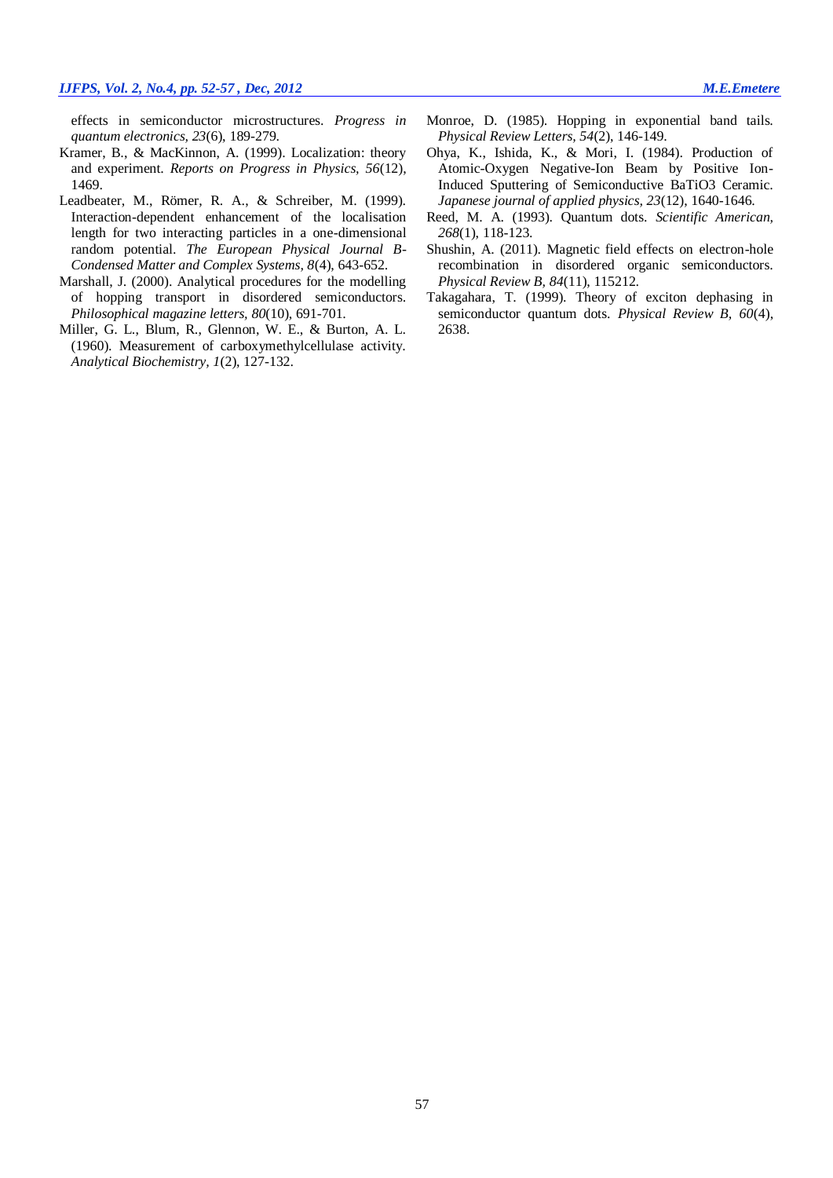effects in semiconductor microstructures. *Progress in quantum electronics*, *23*(6), 189-279.

Kramer, B., & MacKinnon, A. (1999). Localization: theory and experiment. *Reports on Progress in Physics*, *56*(12), 1469.

Leadbeater, M., Römer, R. A., & Schreiber, M. (1999). Interaction-dependent enhancement of the localisation length for two interacting particles in a one-dimensional random potential. *The European Physical Journal B-Condensed Matter and Complex Systems*, *8*(4), 643-652.

Marshall, J. (2000). Analytical procedures for the modelling of hopping transport in disordered semiconductors. *Philosophical magazine letters*, *80*(10), 691-701.

Miller, G. L., Blum, R., Glennon, W. E., & Burton, A. L. (1960). Measurement of carboxymethylcellulase activity. *Analytical Biochemistry*, *1*(2), 127-132.

Monroe, D. (1985). Hopping in exponential band tails. *Physical Review Letters*, *54*(2), 146-149.

Ohya, K., Ishida, K., & Mori, I. (1984). Production of Atomic-Oxygen Negative-Ion Beam by Positive Ion-Induced Sputtering of Semiconductive BaTiO3 Ceramic. *Japanese journal of applied physics*, *23*(12), 1640-1646.

Reed, M. A. (1993). Quantum dots. *Scientific American*, *268*(1), 118-123.

Shushin, A. (2011). Magnetic field effects on electron-hole recombination in disordered organic semiconductors. *Physical Review B*, *84*(11), 115212.

Takagahara, T. (1999). Theory of exciton dephasing in semiconductor quantum dots. *Physical Review B*, *60*(4), 2638.